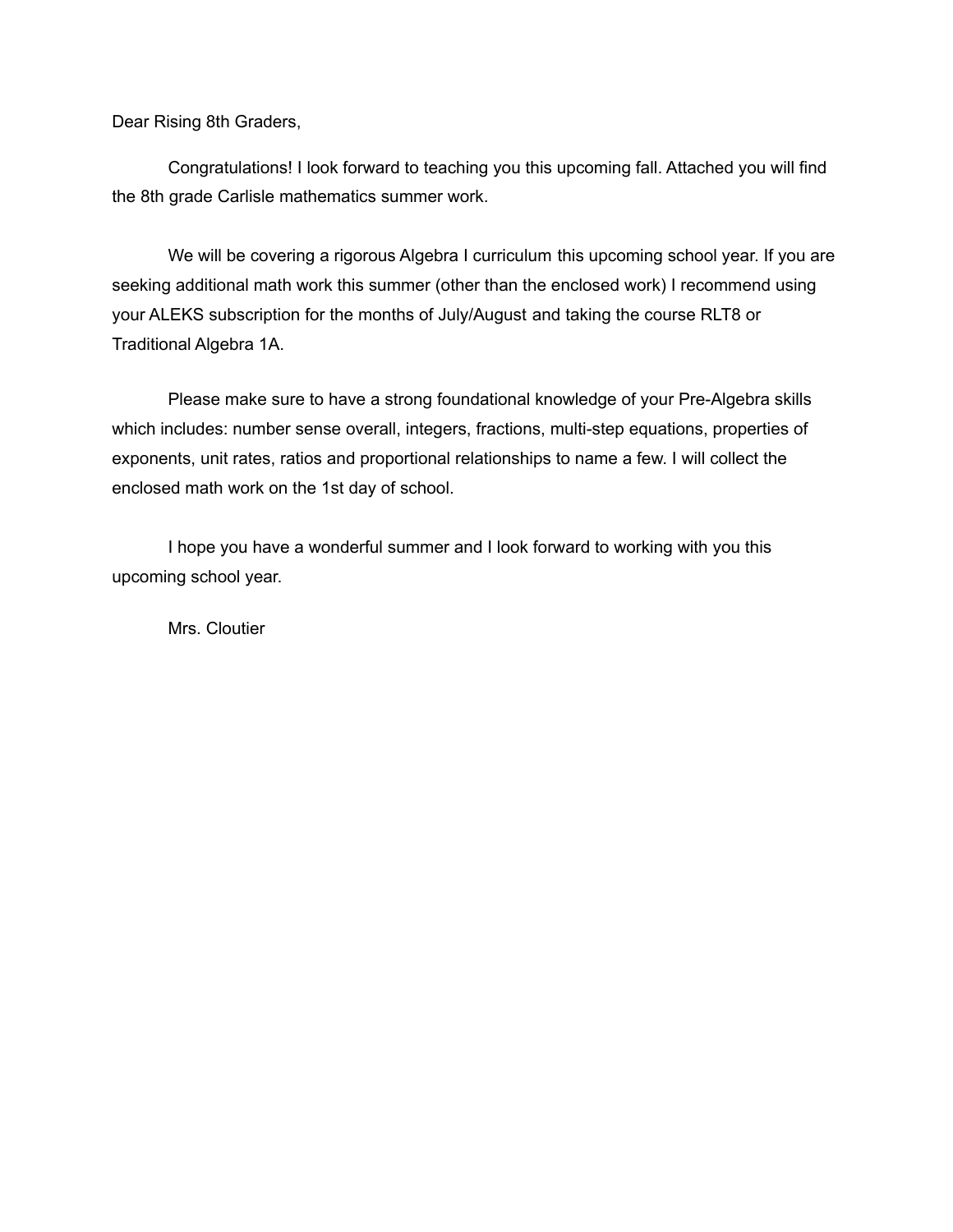Dear Rising 8th Graders,

Congratulations! I look forward to teaching you this upcoming fall. Attached you will find the 8th grade Carlisle mathematics summer work.

We will be covering a rigorous Algebra I curriculum this upcoming school year. If you are seeking additional math work this summer (other than the enclosed work) I recommend using your ALEKS subscription for the months of July/August and taking the course RLT8 or Traditional Algebra 1A.

Please make sure to have a strong foundational knowledge of your Pre-Algebra skills which includes: number sense overall, integers, fractions, multi-step equations, properties of exponents, unit rates, ratios and proportional relationships to name a few. I will collect the enclosed math work on the 1st day of school.

I hope you have a wonderful summer and I look forward to working with you this upcoming school year.

Mrs. Cloutier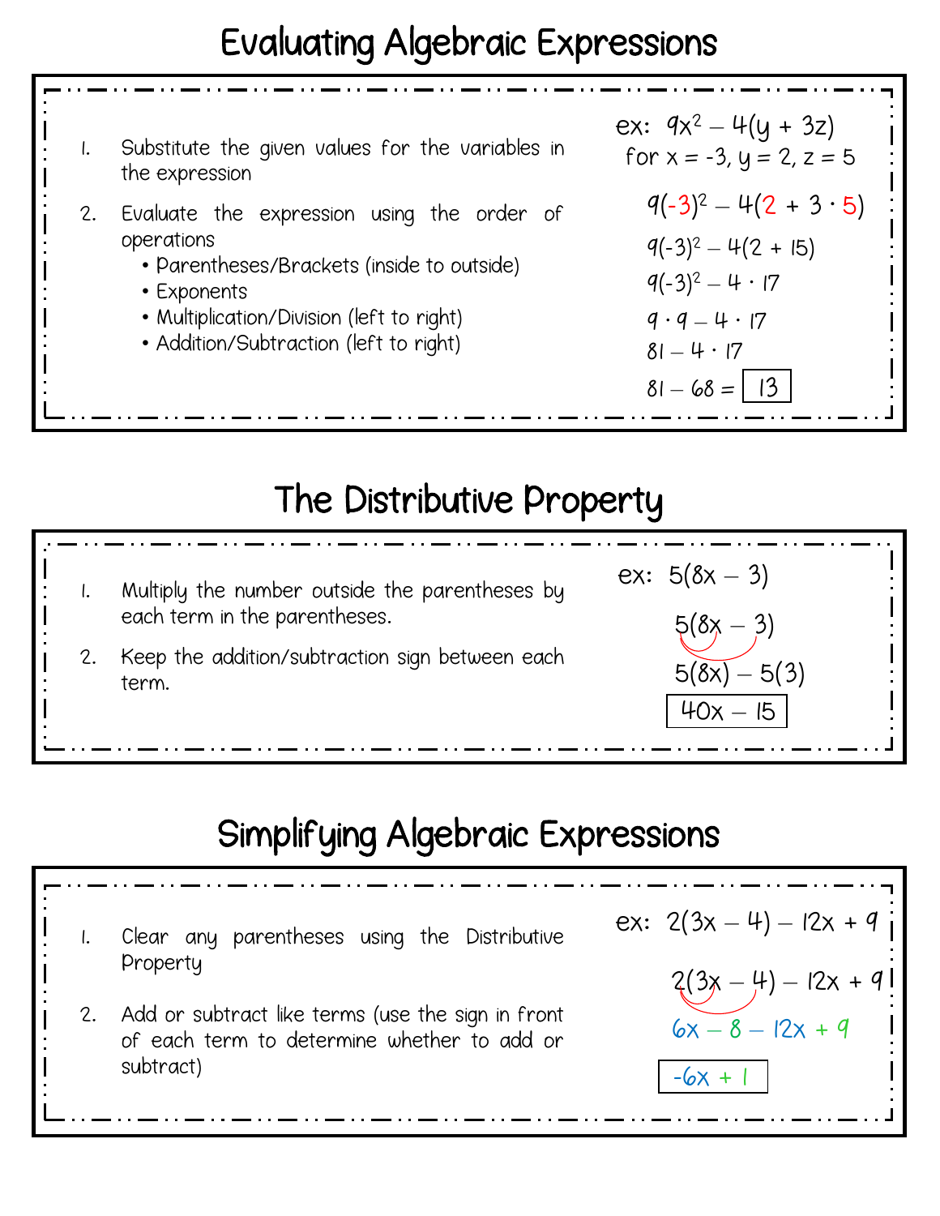# Evaluating Algebraic Expressions

1. Substitute the given values for the variables in the expression
2. Evaluate the expression using the order of operations
   - Parentheses/Brackets (inside to outside)
   - Exponents
   - Multiplication/Division (left to right)
   - Addition/Subtraction (left to right)

ex: $9x^2 - 4(y + 3z)$
for $x = -3$, $y = 2$, $z = 5$

$9(-3)^2 - 4(2 + 3 \cdot 5)$

$9(-3)^2 - 4(2 + 15)$

$9(-3)^2 - 4 \cdot 17$

$9 \cdot 9 - 4 \cdot 17$

$81 - 4 \cdot 17$

$81 - 68 = \boxed{13}$

# The Distributive Property

1. Multiply the number outside the parentheses by each term in the parentheses.
2. Keep the addition/subtraction sign between each term.

ex: $5(8x - 3)$

$5(8x - 3)$

$5(8x) - 5(3)$

$\boxed{40x - 15}$

# Simplifying Algebraic Expressions

1. Clear any parentheses using the Distributive Property
2. Add or subtract like terms (use the sign in front of each term to determine whether to add or subtract)

ex: $2(3x - 4) - 12x + 9$

$2(3x - 4) - 12x + 9$

$6x - 8 - 12x + 9$

$\boxed{-6x + 1}$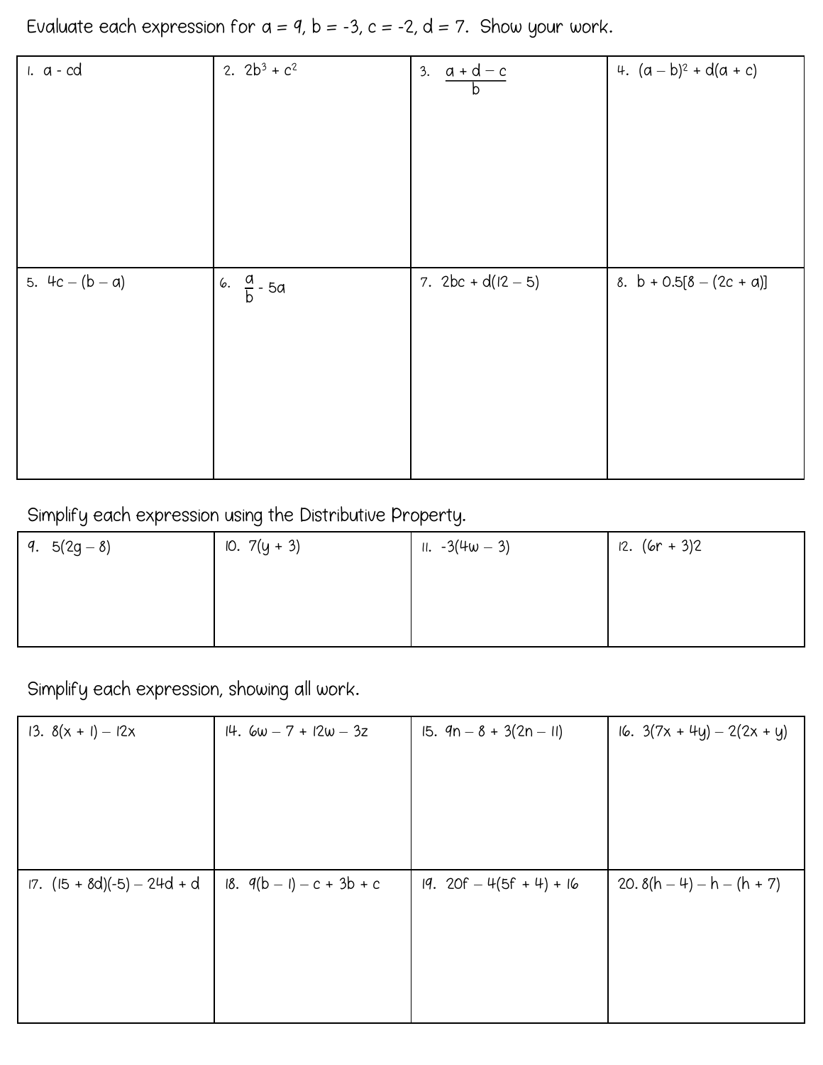Evaluate each expression for $a = 9$, $b = -3$, $c = -2$, $d = 7$. Show your work.

| | | | |
|---|---|---|---|
| 1. $a - cd$ | 2. $2b^3 + c^2$ | 3. $\frac{a + d - c}{b}$ | 4. $(a - b)^2 + d(a + c)$ |
| 5. $4c - (b - a)$ | 6. $\frac{a}{b} - 5a$ | 7. $2bc + d(12 - 5)$ | 8. $b + 0.5[8 - (2c + a)]$ |

Simplify each expression using the Distributive Property.

| | | | |
|---|---|---|---|
| 9. $5(2g - 8)$ | 10. $7(y + 3)$ | 11. $-3(4w - 3)$ | 12. $(6r + 3)2$ |

Simplify each expression, showing all work.

| | | | |
|---|---|---|---|
| 13. $8(x + 1) - 12x$ | 14. $6w - 7 + 12w - 3z$ | 15. $9n - 8 + 3(2n - 11)$ | 16. $3(7x + 4y) - 2(2x + y)$ |
| 17. $(15 + 8d)(-5) - 24d + d$ | 18. $9(b - 1) - c + 3b + c$ | 19. $20f - 4(5f + 4) + 16$ | 20. $8(h - 4) - h - (h + 7)$ |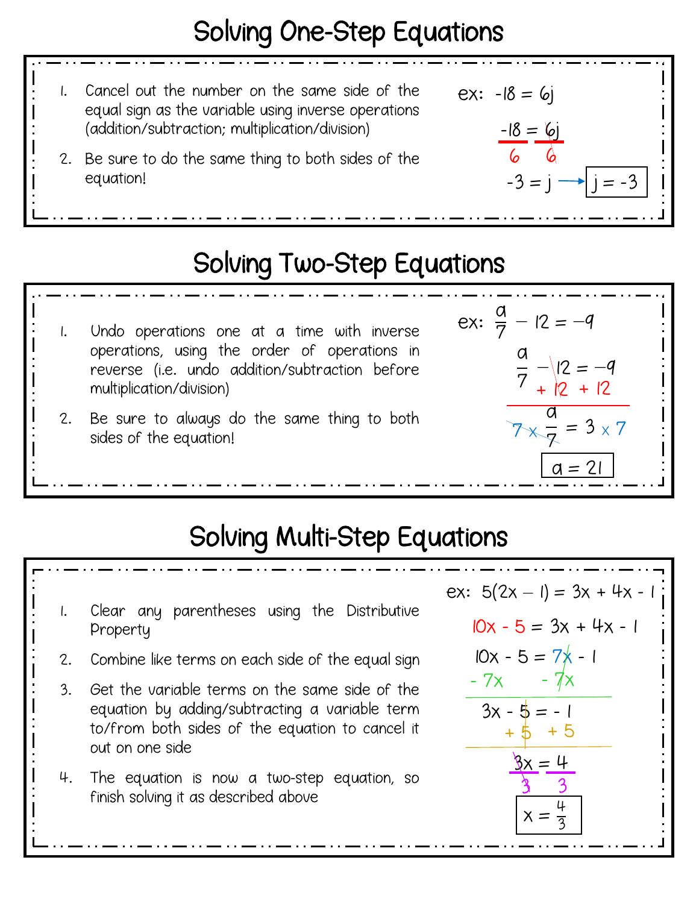# Solving One-Step Equations

1. Cancel out the number on the same side of the equal sign as the variable using inverse operations (addition/subtraction; multiplication/division)
2. Be sure to do the same thing to both sides of the equation!

ex: $-18 = 6j$

$$\frac{-18}{6} = \frac{6j}{6}$$

$-3 = j \rightarrow$ $\boxed{j = -3}$

# Solving Two-Step Equations

1. Undo operations one at a time with inverse operations, using the order of operations in reverse (i.e. undo addition/subtraction before multiplication/division)
2. Be sure to always do the same thing to both sides of the equation!

ex: $\frac{a}{7} - 12 = -9$

$$\frac{a}{7} - 12 = -9$$
$$+12 \quad +12$$

$$7 \times \frac{a}{7} = 3 \times 7$$

$\boxed{a = 21}$

# Solving Multi-Step Equations

1. Clear any parentheses using the Distributive Property
2. Combine like terms on each side of the equal sign
3. Get the variable terms on the same side of the equation by adding/subtracting a variable term to/from both sides of the equation to cancel it out on one side
4. The equation is now a two-step equation, so finish solving it as described above

ex: $5(2x - 1) = 3x + 4x - 1$

$$10x - 5 = 3x + 4x - 1$$

$$10x - 5 = 7x - 1$$
$$-7x \quad -7x$$

$$3x - 5 = -1$$
$$+5 \quad +5$$

$$\frac{3x}{3} = \frac{4}{3}$$

$\boxed{x = \frac{4}{3}}$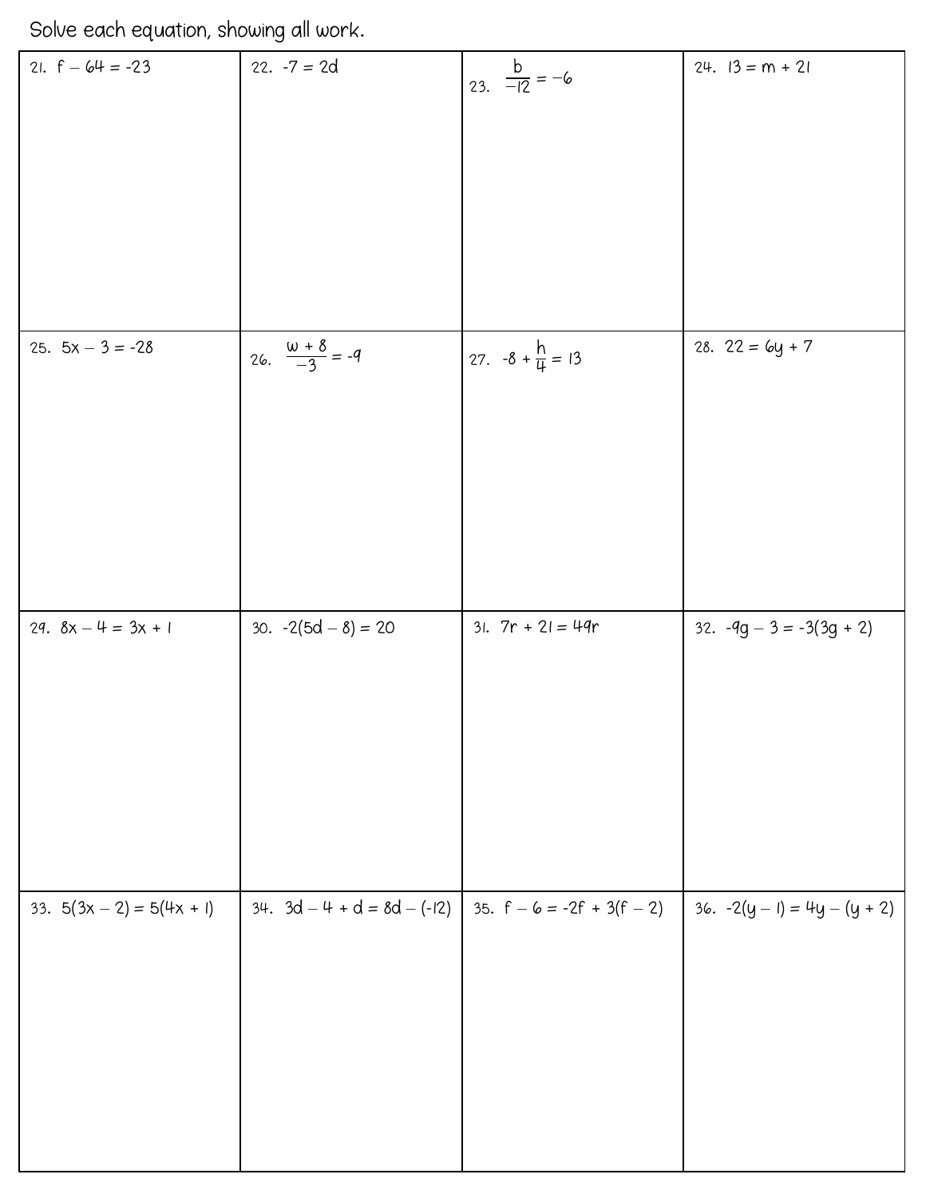Solve each equation, showing all work.

| | | | |
|---|---|---|---|
| 21. $f - 64 = -23$ | 22. $-7 = 2d$ | 23. $\frac{b}{-12} = -6$ | 24. $13 = m + 21$ |
| 25. $5x - 3 = -28$ | 26. $\frac{w + 8}{-3} = -9$ | 27. $-8 + \frac{h}{4} = 13$ | 28. $22 = 6y + 7$ |
| 29. $8x - 4 = 3x + 1$ | 30. $-2(5d - 8) = 20$ | 31. $7r + 21 = 49r$ | 32. $-9g - 3 = -3(3g + 2)$ |
| 33. $5(3x - 2) = 5(4x + 1)$ | 34. $3d - 4 + d = 8d - (-12)$ | 35. $f - 6 = -2f + 3(f - 2)$ | 36. $-2(y - 1) = 4y - (y + 2)$ |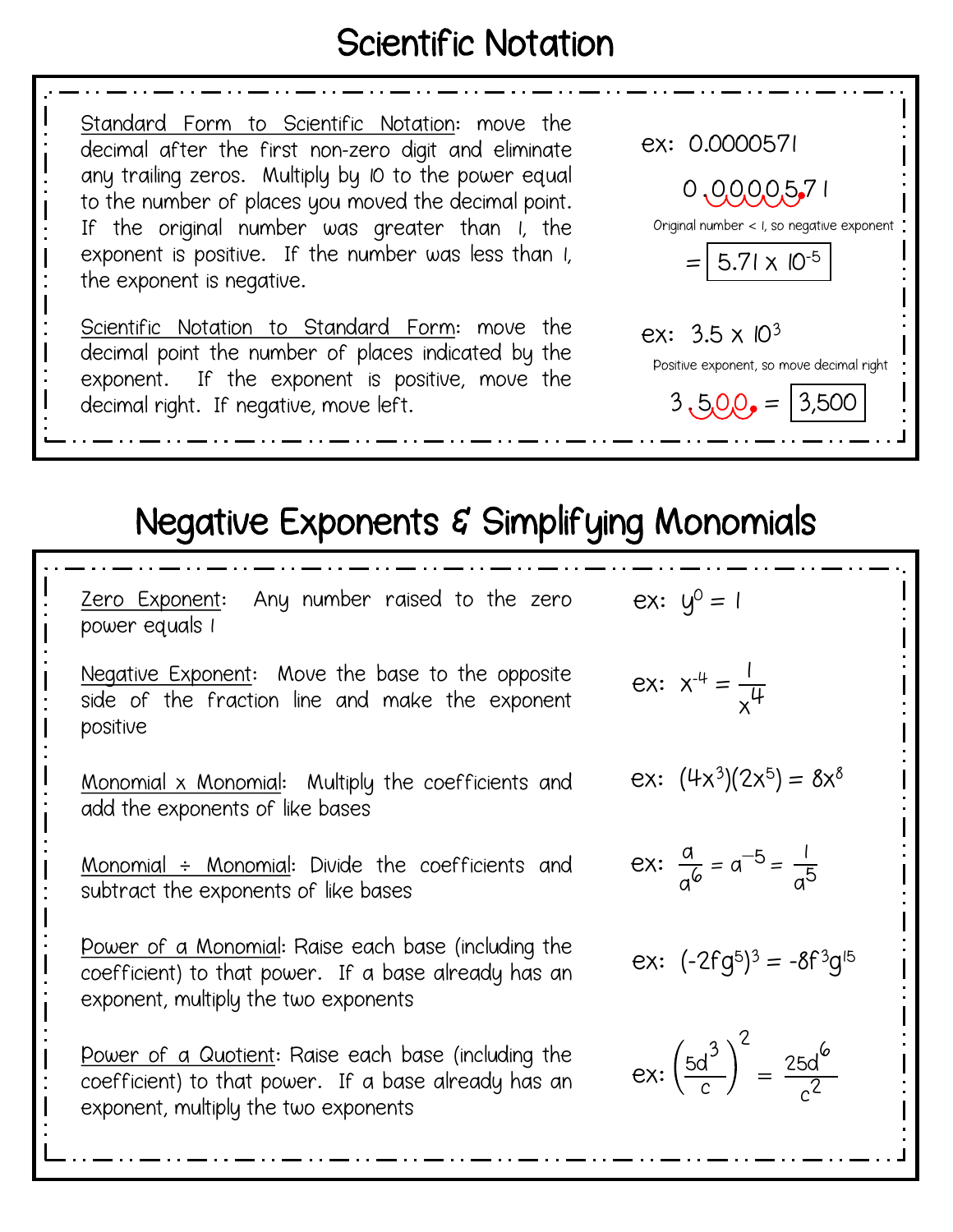# Scientific Notation

Standard Form to Scientific Notation: move the decimal after the first non-zero digit and eliminate any trailing zeros. Multiply by 10 to the power equal to the number of places you moved the decimal point. If the original number was greater than 1, the exponent is positive. If the number was less than 1, the exponent is negative.

ex: 0.0000571

0.00005.71

Original number < 1, so negative exponent

$= 5.71 \times 10^{-5}$

Scientific Notation to Standard Form: move the decimal point the number of places indicated by the exponent. If the exponent is positive, move the decimal right. If negative, move left.

ex: $3.5 \times 10^{3}$

Positive exponent, so move decimal right

$3.500. = 3{,}500$

# Negative Exponents & Simplifying Monomials

Zero Exponent: Any number raised to the zero power equals 1

ex: $y^0 = 1$

Negative Exponent: Move the base to the opposite side of the fraction line and make the exponent positive

ex: $x^{-4} = \frac{1}{x^4}$

Monomial x Monomial: Multiply the coefficients and add the exponents of like bases

ex: $(4x^3)(2x^5) = 8x^8$

Monomial ÷ Monomial: Divide the coefficients and subtract the exponents of like bases

ex: $\frac{a}{a^6} = a^{-5} = \frac{1}{a^5}$

Power of a Monomial: Raise each base (including the coefficient) to that power. If a base already has an exponent, multiply the two exponents

ex: $(-2fg^5)^3 = -8f^3g^{15}$

Power of a Quotient: Raise each base (including the coefficient) to that power. If a base already has an exponent, multiply the two exponents

ex: $\left(\frac{5d^3}{c}\right)^2 = \frac{25d^6}{c^2}$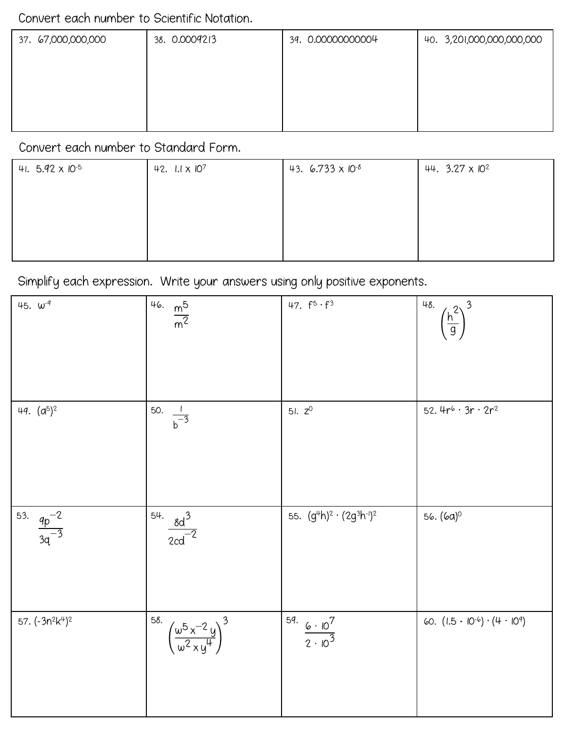Convert each number to Scientific Notation.

| | | | |
|---|---|---|---|
| 37. 67,000,000,000 | 38. 0.0009213 | 39. 0.00000000004 | 40. 3,201,000,000,000,000 |

Convert each number to Standard Form.

| | | | |
|---|---|---|---|
| 41. $5.92 \times 10^{-5}$ | 42. $1.1 \times 10^{7}$ | 43. $6.733 \times 10^{-8}$ | 44. $3.27 \times 10^{2}$ |

Simplify each expression. Write your answers using only positive exponents.

| | | | |
|---|---|---|---|
| 45. $w^{-9}$ | 46. $\dfrac{m^5}{m^2}$ | 47. $f^5 \cdot f^3$ | 48. $\left(\dfrac{h^2}{g}\right)^3$ |
| 49. $(a^5)^2$ | 50. $\dfrac{1}{b^{-3}}$ | 51. $z^0$ | 52. $4r^6 \cdot 3r \cdot 2r^2$ |
| 53. $\dfrac{9p^{-2}}{3q^{-3}}$ | 54. $\dfrac{8d^3}{2cd^{-2}}$ | 55. $(g^4h)^2 \cdot (2g^3h^{-1})^2$ | 56. $(6a)^0$ |
| 57. $(-3n^2k^4)^2$ | 58. $\left(\dfrac{w^5x^{-2}y}{w^2xy^4}\right)^3$ | 59. $\dfrac{6 \cdot 10^7}{2 \cdot 10^3}$ | 60. $(1.5 \cdot 10^{-6}) \cdot (4 \cdot 10^9)$ |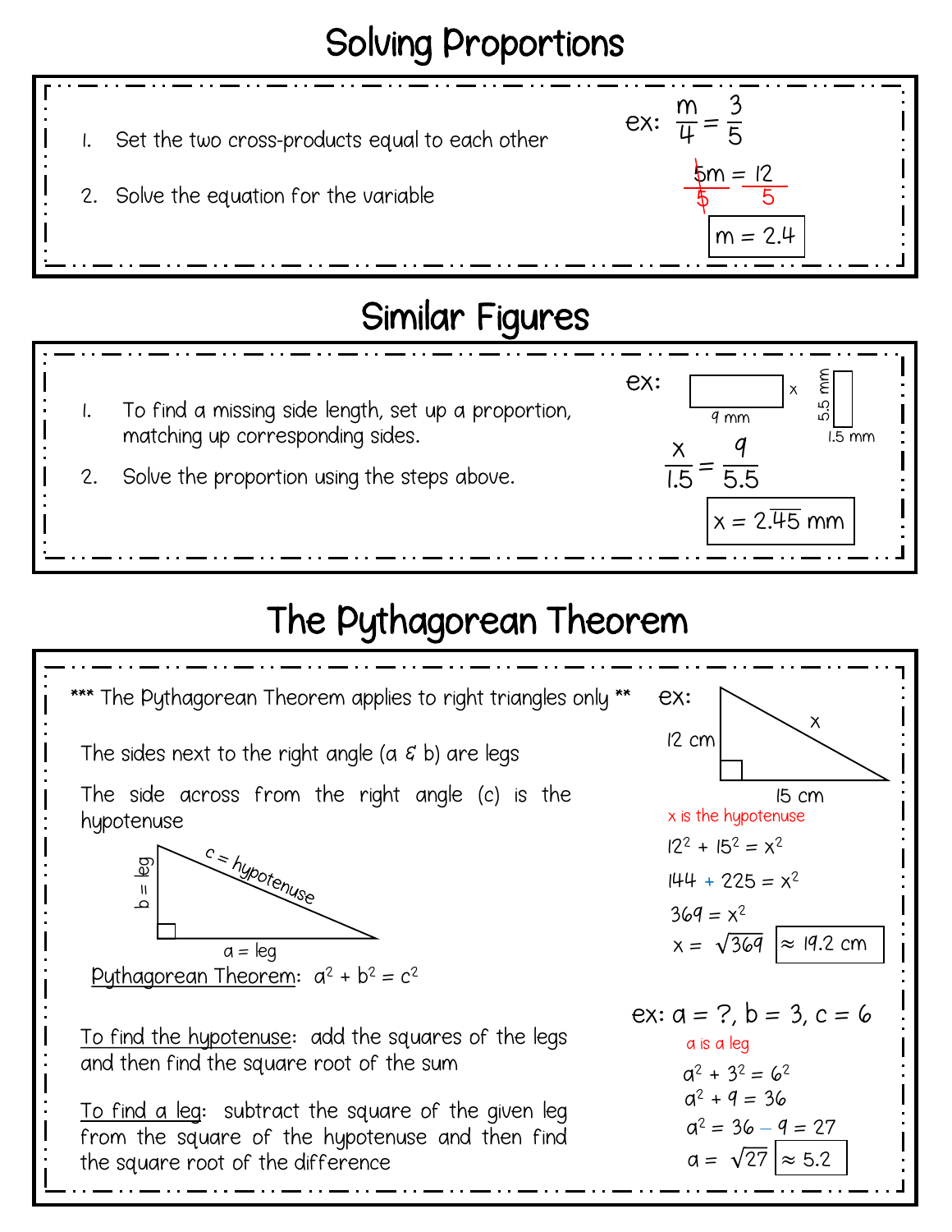# Solving Proportions

1. Set the two cross-products equal to each other
2. Solve the equation for the variable

ex: $\frac{m}{4} = \frac{3}{5}$

$\frac{5m}{5} = \frac{12}{5}$

$m = 2.4$

# Similar Figures

1. To find a missing side length, set up a proportion, matching up corresponding sides.
2. Solve the proportion using the steps above.

ex:

x

9 mm

5.5 mm

1.5 mm

$\frac{x}{1.5} = \frac{9}{5.5}$

$x = 2.\overline{45}$ mm

# The Pythagorean Theorem

*** The Pythagorean Theorem applies to right triangles only **

The sides next to the right angle (a & b) are legs

The side across from the right angle (c) is the hypotenuse

b = leg

c = hypotenuse

a = leg

Pythagorean Theorem: $a^2 + b^2 = c^2$

To find the hypotenuse: add the squares of the legs and then find the square root of the sum

To find a leg: subtract the square of the given leg from the square of the hypotenuse and then find the square root of the difference

ex:

12 cm

x

15 cm

x is the hypotenuse

$12^2 + 15^2 = x^2$

$144 + 225 = x^2$

$369 = x^2$

$x = \sqrt{369} \approx 19.2$ cm

ex: a = ?, b = 3, c = 6

a is a leg

$a^2 + 3^2 = 6^2$

$a^2 + 9 = 36$

$a^2 = 36 - 9 = 27$

$a = \sqrt{27} \approx 5.2$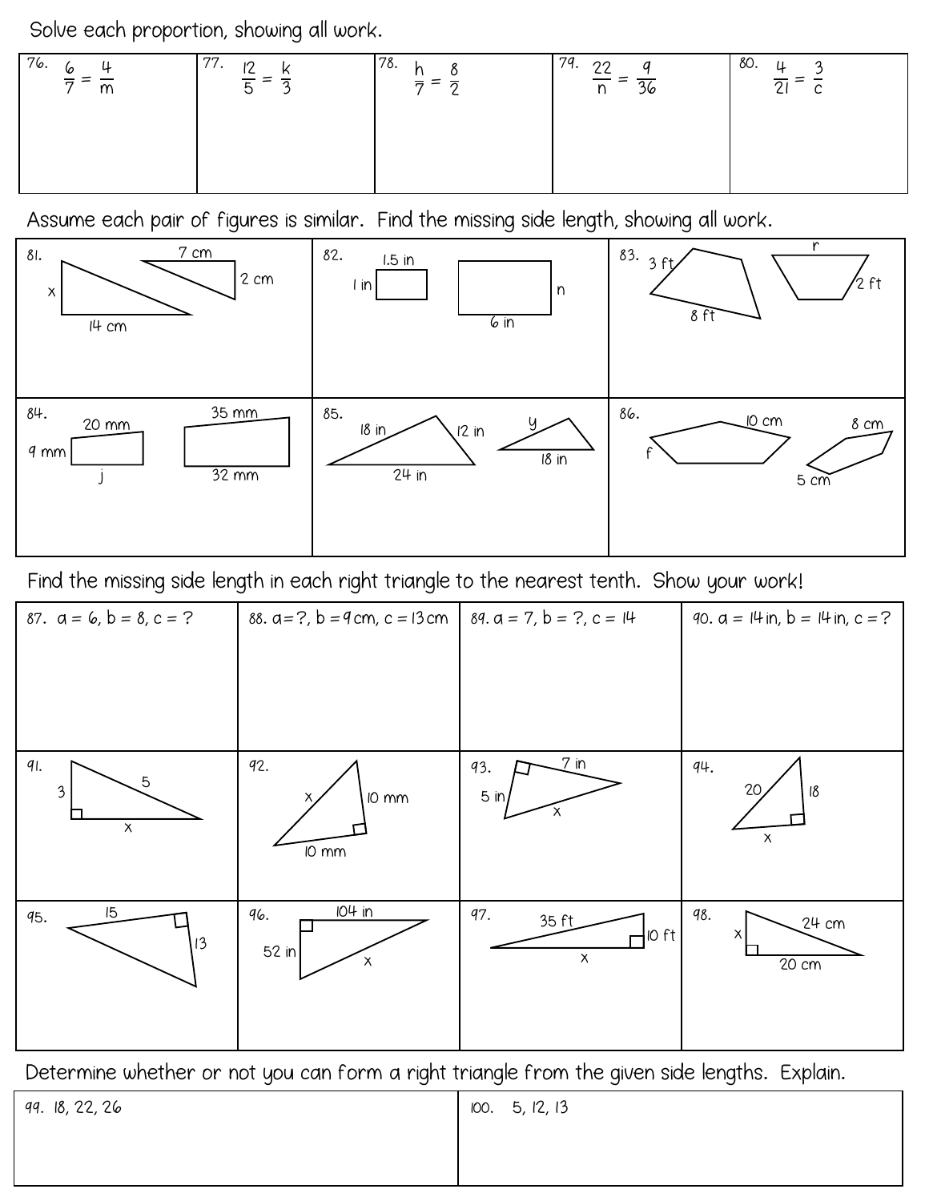Solve each proportion, showing all work.

| 76. $\frac{6}{7} = \frac{4}{m}$ | 77. $\frac{12}{5} = \frac{k}{3}$ | 78. $\frac{h}{7} = \frac{8}{2}$ | 79. $\frac{22}{n} = \frac{9}{36}$ | 80. $\frac{4}{21} = \frac{3}{c}$ |
|---|---|---|---|---|
| | | | | |

Assume each pair of figures is similar. Find the missing side length, showing all work.

| 81. | 82. | 83. |
|---|---|---|
| 7 cm, 2 cm, x, 14 cm | 1.5 in, 1 in, n, 6 in | 3 ft, 8 ft, r, 2 ft |
| **84.** | **85.** | **86.** |
| 20 mm, 9 mm, j, 35 mm, 32 mm | 18 in, 12 in, 24 in, y, 18 in | 10 cm, f, 8 cm, 5 cm |

Find the missing side length in each right triangle to the nearest tenth. Show your work!

| 87. $a = 6$, $b = 8$, $c = ?$ | 88. $a = ?$, $b = 9$ cm, $c = 13$ cm | 89. $a = 7$, $b = ?$, $c = 14$ | 90. $a = 14$ in, $b = 14$ in, $c = ?$ |
|---|---|---|---|
| **91.** 3, 5, x | **92.** x, 10 mm, 10 mm | **93.** 7 in, 5 in, x | **94.** 20, 18, x |
| **95.** 15, 13 | **96.** 104 in, 52 in, x | **97.** 35 ft, 10 ft, x | **98.** x, 24 cm, 20 cm |

Determine whether or not you can form a right triangle from the given side lengths. Explain.

| 99. 18, 22, 26 | 100. 5, 12, 13 |
|---|---|
| | |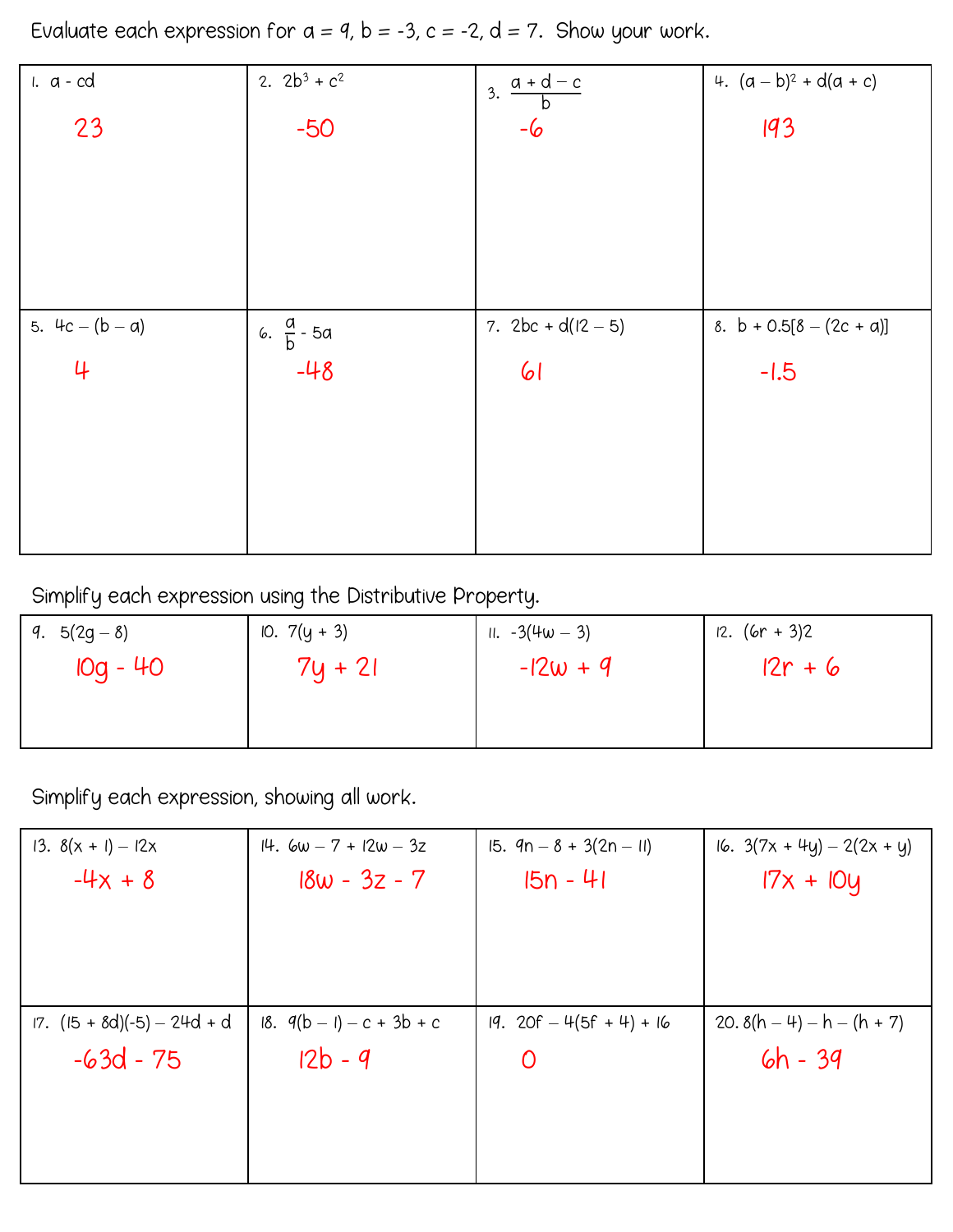Evaluate each expression for $a = 9$, $b = -3$, $c = -2$, $d = 7$. Show your work.

| | | | |
|---|---|---|---|
| 1. $a - cd$<br><br>23 | 2. $2b^3 + c^2$<br><br>-50 | 3. $\frac{a + d - c}{b}$<br><br>-6 | 4. $(a - b)^2 + d(a + c)$<br><br>193 |
| 5. $4c - (b - a)$<br><br>4 | 6. $\frac{a}{b} - 5a$<br><br>-48 | 7. $2bc + d(12 - 5)$<br><br>61 | 8. $b + 0.5[8 - (2c + a)]$<br><br>-1.5 |

Simplify each expression using the Distributive Property.

| | | | |
|---|---|---|---|
| 9. $5(2g - 8)$<br><br>$10g - 40$ | 10. $7(y + 3)$<br><br>$7y + 21$ | 11. $-3(4w - 3)$<br><br>$-12w + 9$ | 12. $(6r + 3)2$<br><br>$12r + 6$ |

Simplify each expression, showing all work.

| | | | |
|---|---|---|---|
| 13. $8(x + 1) - 12x$<br><br>$-4x + 8$ | 14. $6w - 7 + 12w - 3z$<br><br>$18w - 3z - 7$ | 15. $9n - 8 + 3(2n - 11)$<br><br>$15n - 41$ | 16. $3(7x + 4y) - 2(2x + y)$<br><br>$17x + 10y$ |
| 17. $(15 + 8d)(-5) - 24d + d$<br><br>$-63d - 75$ | 18. $9(b - 1) - c + 3b + c$<br><br>$12b - 9$ | 19. $20f - 4(5f + 4) + 16$<br><br>0 | 20. $8(h - 4) - h - (h + 7)$<br><br>$6h - 39$ |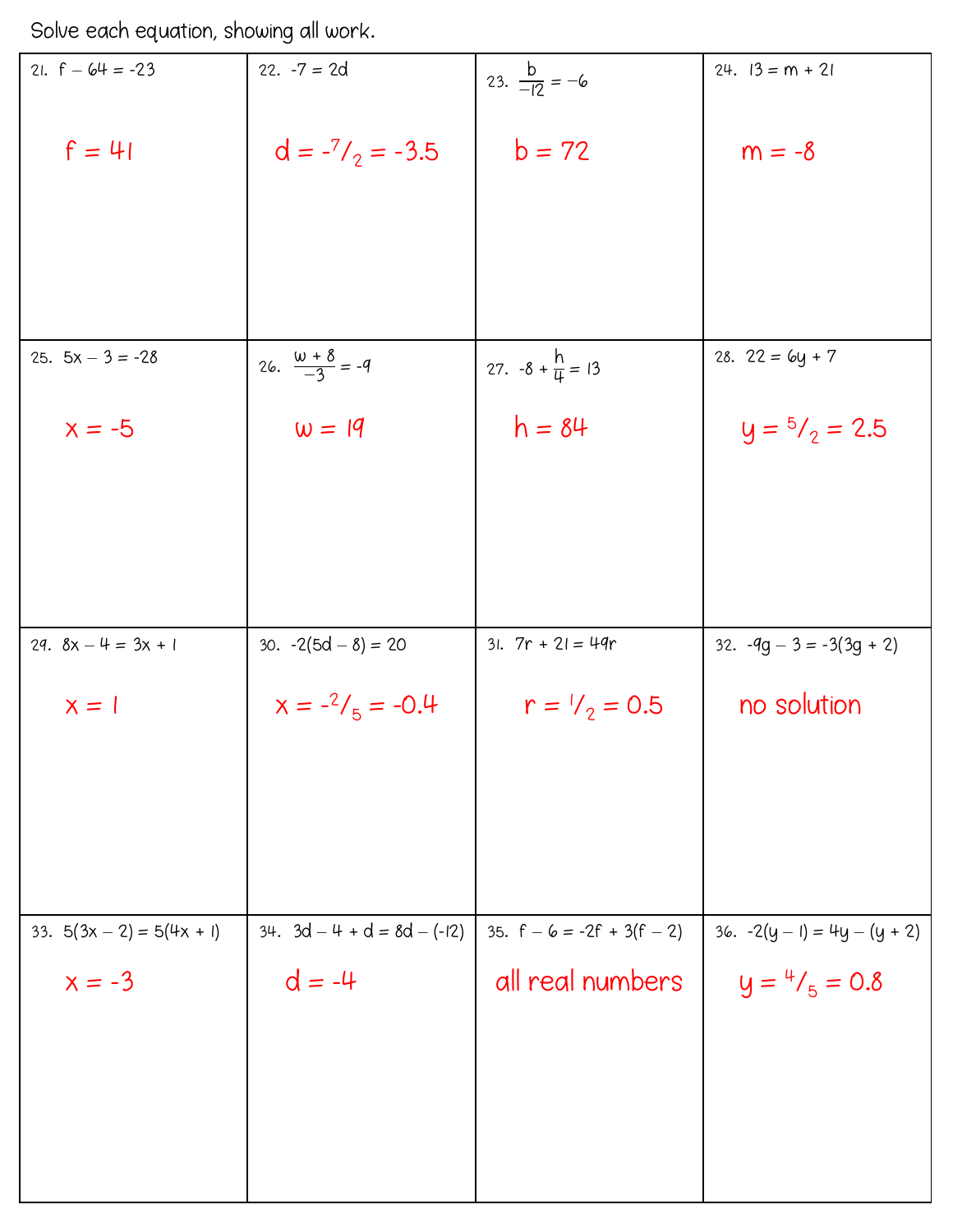Solve each equation, showing all work.

| | | | |
|---|---|---|---|
| 21. $f - 64 = -23$<br><br>$f = 41$ | 22. $-7 = 2d$<br><br>$d = -7/2 = -3.5$ | 23. $\frac{b}{-12} = -6$<br><br>$b = 72$ | 24. $13 = m + 21$<br><br>$m = -8$ |
| 25. $5x - 3 = -28$<br><br>$x = -5$ | 26. $\frac{w + 8}{-3} = -9$<br><br>$w = 19$ | 27. $-8 + \frac{h}{4} = 13$<br><br>$h = 84$ | 28. $22 = 6y + 7$<br><br>$y = 5/2 = 2.5$ |
| 29. $8x - 4 = 3x + 1$<br><br>$x = 1$ | 30. $-2(5d - 8) = 20$<br><br>$x = -2/5 = -0.4$ | 31. $7r + 21 = 49r$<br><br>$r = 1/2 = 0.5$ | 32. $-9g - 3 = -3(3g + 2)$<br><br>no solution |
| 33. $5(3x - 2) = 5(4x + 1)$<br><br>$x = -3$ | 34. $3d - 4 + d = 8d - (-12)$<br><br>$d = -4$ | 35. $f - 6 = -2f + 3(f - 2)$<br><br>all real numbers | 36. $-2(y - 1) = 4y - (y + 2)$<br><br>$y = 4/5 = 0.8$ |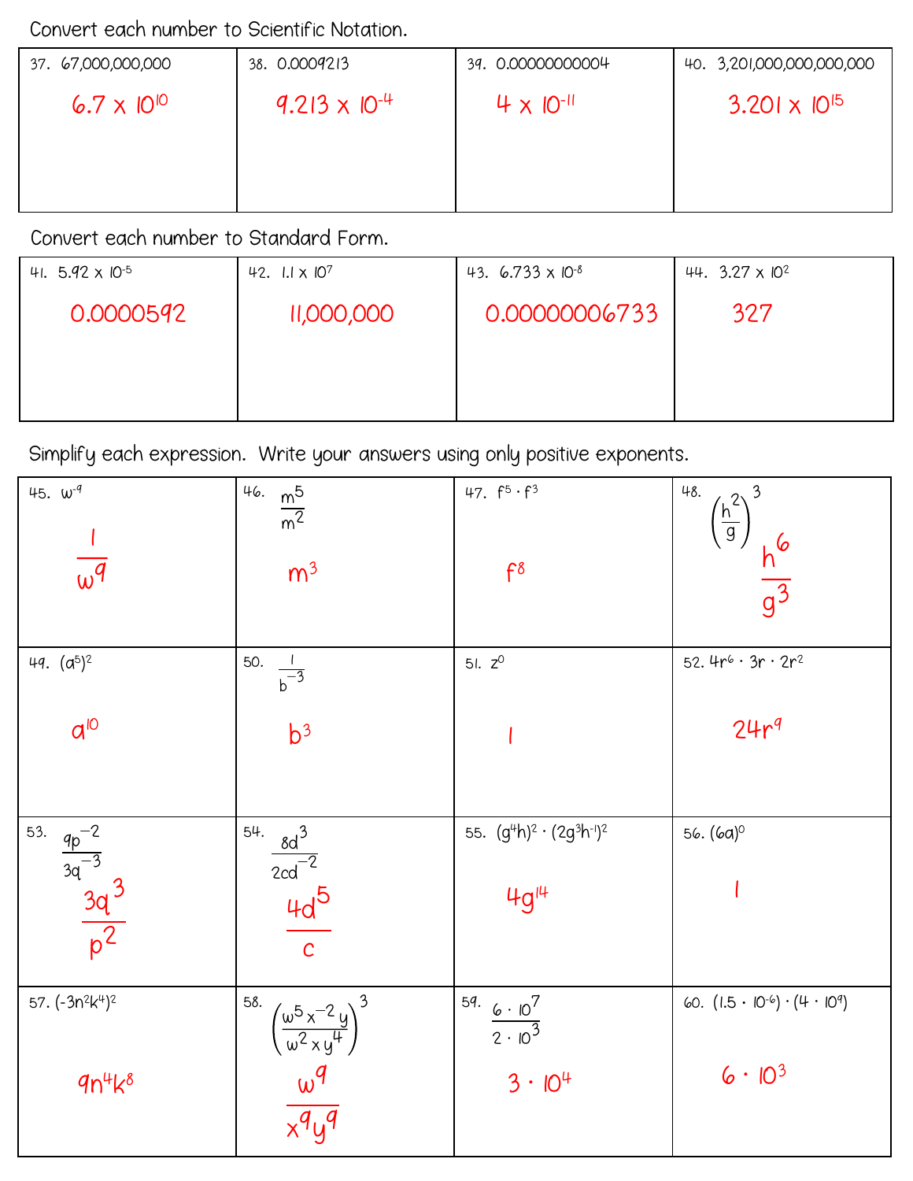Convert each number to Scientific Notation.

| | | | |
|---|---|---|---|
| 37. 67,000,000,000<br>$6.7 \times 10^{10}$ | 38. 0.0009213<br>$9.213 \times 10^{-4}$ | 39. 0.00000000004<br>$4 \times 10^{-11}$ | 40. 3,201,000,000,000,000<br>$3.201 \times 10^{15}$ |

Convert each number to Standard Form.

| | | | |
|---|---|---|---|
| 41. $5.92 \times 10^{-5}$<br>0.0000592 | 42. $1.1 \times 10^{7}$<br>11,000,000 | 43. $6.733 \times 10^{-8}$<br>0.00000006733 | 44. $3.27 \times 10^{2}$<br>327 |

Simplify each expression. Write your answers using only positive exponents.

| | | | |
|---|---|---|---|
| 45. $w^{-9}$<br>$\frac{1}{w^9}$ | 46. $\frac{m^5}{m^2}$<br>$m^3$ | 47. $f^5 \cdot f^3$<br>$f^8$ | 48. $\left(\frac{h^2}{g}\right)^3$<br>$\frac{h^6}{g^3}$ |
| 49. $(a^5)^2$<br>$a^{10}$ | 50. $\frac{1}{b^{-3}}$<br>$b^3$ | 51. $z^0$<br>1 | 52. $4r^6 \cdot 3r \cdot 2r^2$<br>$24r^9$ |
| 53. $\frac{9p^{-2}}{3q^{-3}}$<br>$\frac{3q^3}{p^2}$ | 54. $\frac{8d^3}{2cd^{-2}}$<br>$\frac{4d^5}{c}$ | 55. $(g^4h)^2 \cdot (2g^3h^{-1})^2$<br>$4g^{14}$ | 56. $(6a)^0$<br>1 |
| 57. $(-3n^2k^4)^2$<br>$9n^4k^8$ | 58. $\left(\frac{w^5x^{-2}y}{w^2xy^4}\right)^3$<br>$\frac{w^9}{x^9y^9}$ | 59. $\frac{6 \cdot 10^7}{2 \cdot 10^3}$<br>$3 \cdot 10^4$ | 60. $(1.5 \cdot 10^{-6}) \cdot (4 \cdot 10^9)$<br>$6 \cdot 10^3$ |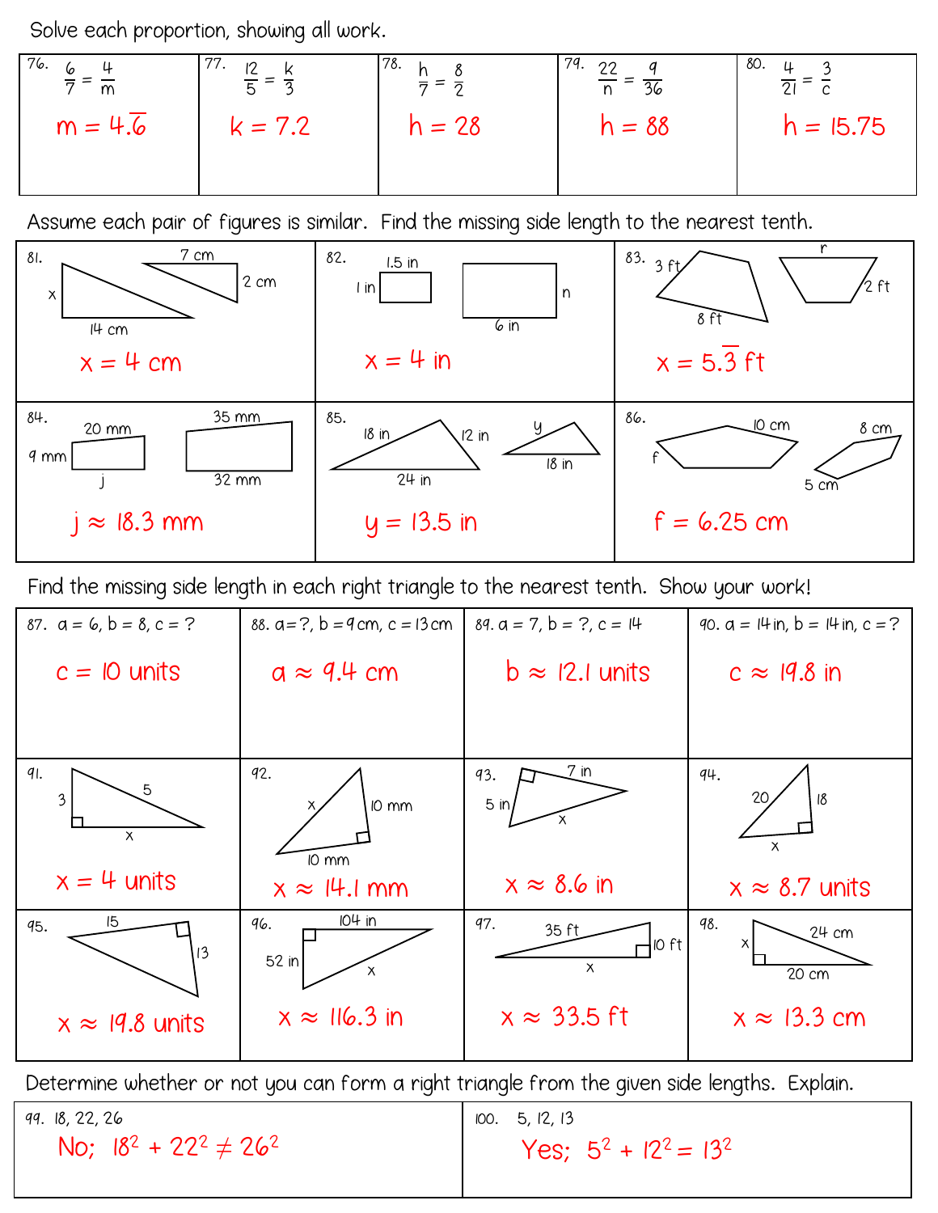Solve each proportion, showing all work.

| | | | | |
|---|---|---|---|---|
| 76. $\frac{6}{7} = \frac{4}{m}$ <br> $m = 4.\overline{6}$ | 77. $\frac{12}{5} = \frac{k}{3}$ <br> $k = 7.2$ | 78. $\frac{h}{7} = \frac{8}{2}$ <br> $h = 28$ | 79. $\frac{22}{n} = \frac{9}{36}$ <br> $h = 88$ | 80. $\frac{4}{21} = \frac{3}{c}$ <br> $h = 15.75$ |

Assume each pair of figures is similar. Find the missing side length to the nearest tenth.

| | | |
|---|---|---|
| 81. x, 14 cm, 7 cm, 2 cm <br> $x = 4$ cm | 82. 1.5 in, 1 in, n, 6 in <br> $x = 4$ in | 83. 3 ft, 8 ft, r, 2 ft <br> $x = 5.\overline{3}$ ft |
| 84. 20 mm, 9 mm, j, 35 mm, 32 mm <br> $j \approx 18.3$ mm | 85. 18 in, 12 in, 24 in, y, 18 in <br> $y = 13.5$ in | 86. 10 cm, f, 8 cm, 5 cm <br> $f = 6.25$ cm |

Find the missing side length in each right triangle to the nearest tenth. Show your work!

| | | | |
|---|---|---|---|
| 87. $a = 6$, $b = 8$, $c = ?$ <br> $c = 10$ units | 88. $a = ?$, $b = 9$ cm, $c = 13$ cm <br> $a \approx 9.4$ cm | 89. $a = 7$, $b = ?$, $c = 14$ <br> $b \approx 12.1$ units | 90. $a = 14$ in, $b = 14$ in, $c = ?$ <br> $c \approx 19.8$ in |
| 91. 3, 5, x <br> $x = 4$ units | 92. x, 10 mm, 10 mm <br> $x \approx 14.1$ mm | 93. 7 in, 5 in, x <br> $x \approx 8.6$ in | 94. 20, 18, x <br> $x \approx 8.7$ units |
| 95. 15, 13 <br> $x \approx 19.8$ units | 96. 104 in, 52 in, x <br> $x \approx 116.3$ in | 97. 35 ft, 10 ft, x <br> $x \approx 33.5$ ft | 98. x, 24 cm, 20 cm <br> $x \approx 13.3$ cm |

Determine whether or not you can form a right triangle from the given side lengths. Explain.

| | |
|---|---|
| 99. 18, 22, 26 <br> No; $18^2 + 22^2 \neq 26^2$ | 100. 5, 12, 13 <br> Yes; $5^2 + 12^2 = 13^2$ |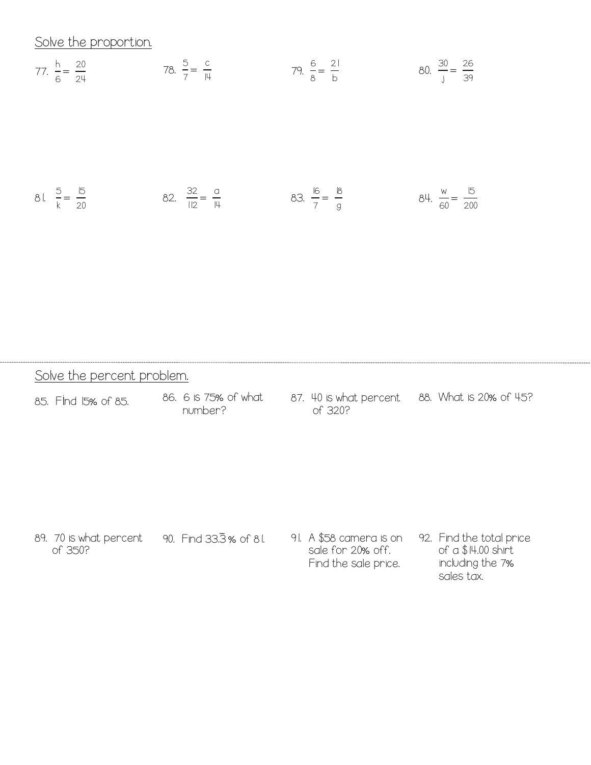Solve the proportion.

77. $\frac{h}{6} = \frac{20}{24}$

78. $\frac{5}{7} = \frac{c}{14}$

79. $\frac{6}{8} = \frac{21}{b}$

80. $\frac{30}{j} = \frac{26}{39}$

81. $\frac{5}{k} = \frac{15}{20}$

82. $\frac{32}{112} = \frac{a}{14}$

83. $\frac{16}{7} = \frac{18}{g}$

84. $\frac{w}{60} = \frac{15}{200}$

---

Solve the percent problem.

85. Find 15% of 85.

86. 6 is 75% of what number?

87. 40 is what percent of 320?

88. What is 20% of 45?

89. 70 is what percent of 350?

90. Find $33.\overline{3}$ % of 81.

91. A $58 camera is on sale for 20% off. Find the sale price.

92. Find the total price of a $14.00 shirt including the 7% sales tax.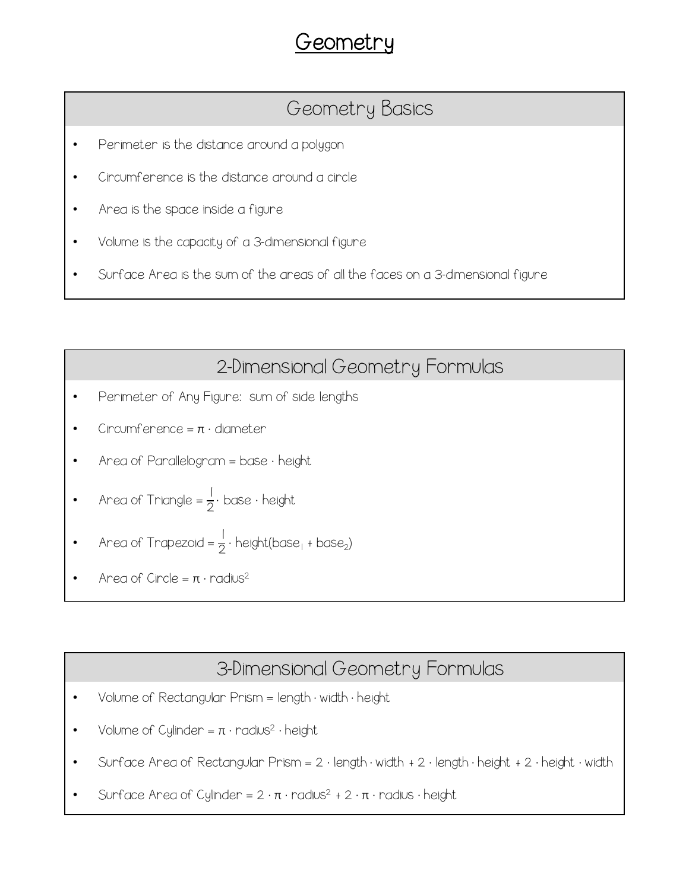# Geometry

## Geometry Basics

- Perimeter is the distance around a polygon
- Circumference is the distance around a circle
- Area is the space inside a figure
- Volume is the capacity of a 3-dimensional figure
- Surface Area is the sum of the areas of all the faces on a 3-dimensional figure

## 2-Dimensional Geometry Formulas

- Perimeter of Any Figure: sum of side lengths
- Circumference = $\pi \cdot$ diameter
- Area of Parallelogram = base $\cdot$ height
- Area of Triangle = $\frac{1}{2} \cdot$ base $\cdot$ height
- Area of Trapezoid = $\frac{1}{2} \cdot$ height(base$_1$ + base$_2$)
- Area of Circle = $\pi \cdot$ radius$^2$

## 3-Dimensional Geometry Formulas

- Volume of Rectangular Prism = length $\cdot$ width $\cdot$ height
- Volume of Cylinder = $\pi \cdot$ radius$^2$ $\cdot$ height
- Surface Area of Rectangular Prism = 2 $\cdot$ length $\cdot$ width + 2 $\cdot$ length $\cdot$ height + 2 $\cdot$ height $\cdot$ width
- Surface Area of Cylinder = 2 $\cdot$ $\pi$ $\cdot$ radius$^2$ + 2 $\cdot$ $\pi$ $\cdot$ radius $\cdot$ height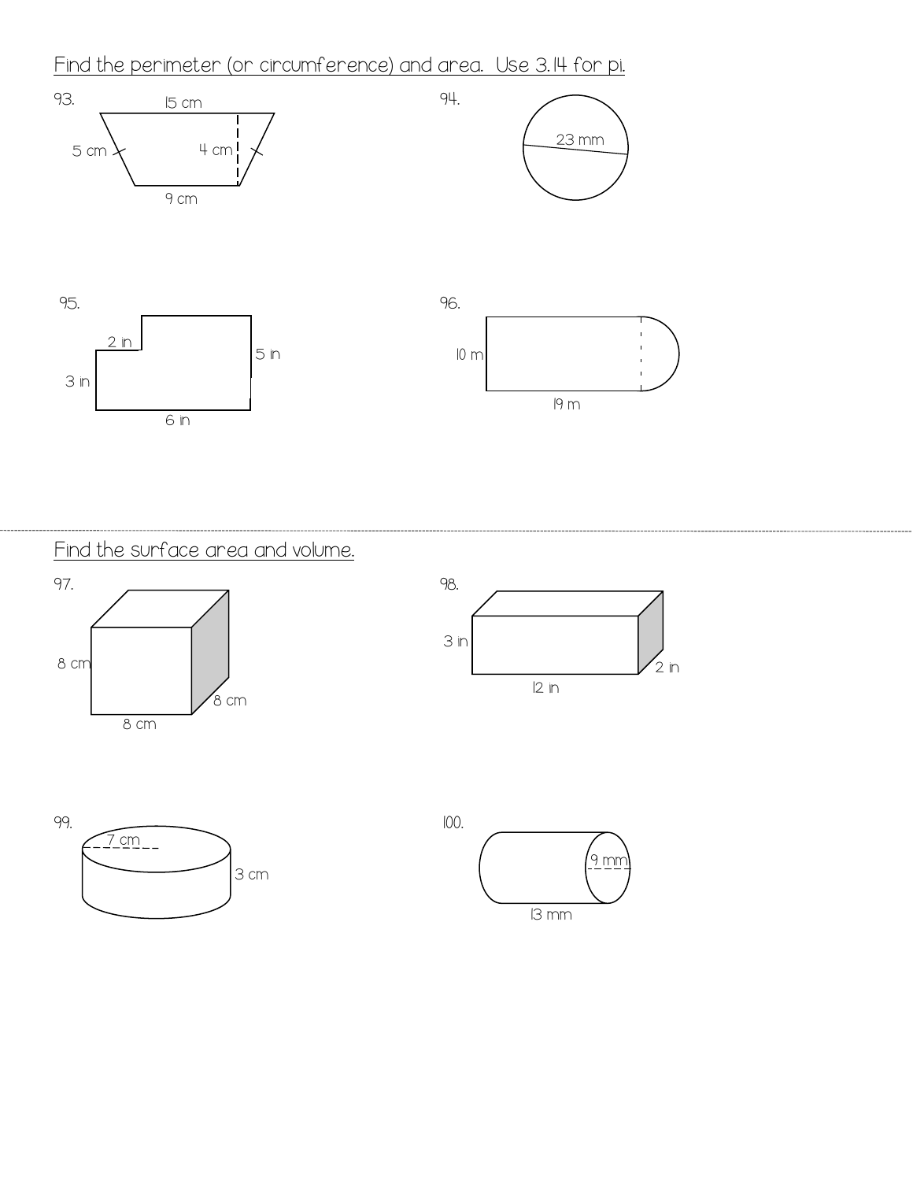## Find the perimeter (or circumference) and area. Use 3.14 for pi.

93.

15 cm

5 cm

4 cm

9 cm

94.

23 mm

95.

2 in

3 in

5 in

6 in

96.

10 m

19 m

---

## Find the surface area and volume.

97.

8 cm

8 cm

8 cm

98.

3 in

12 in

2 in

99.

7 cm

3 cm

100.

9 mm

13 mm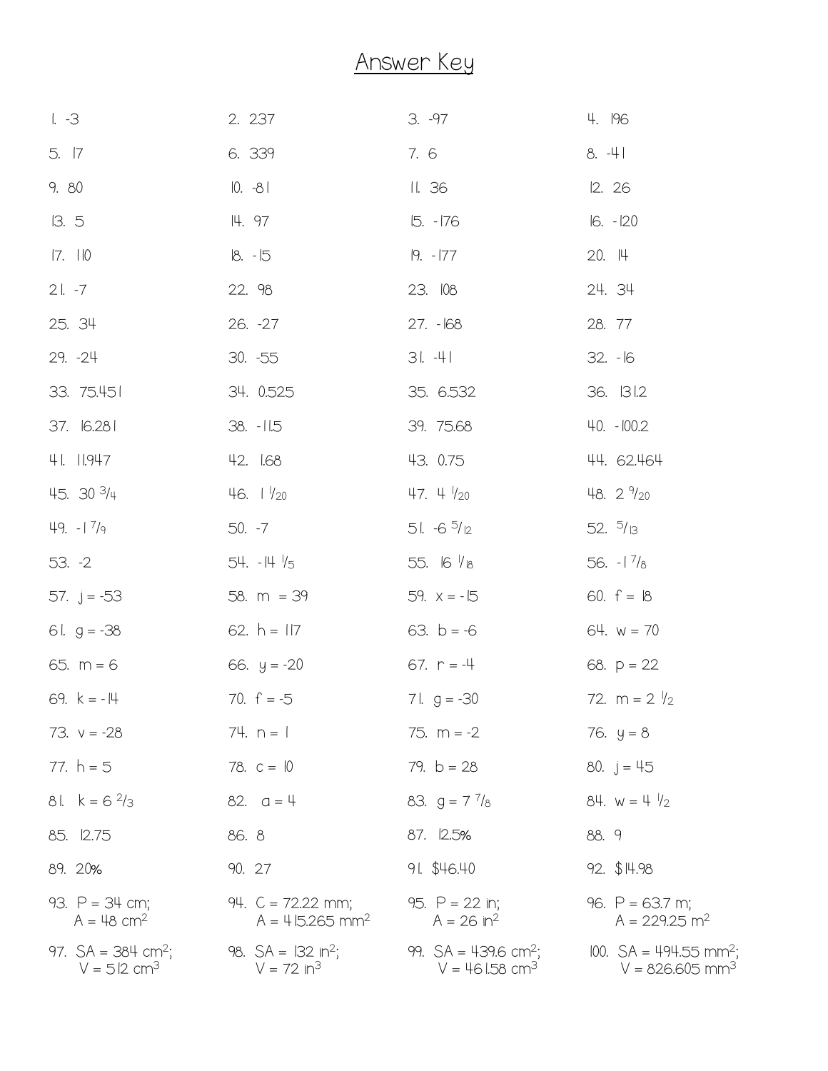# Answer Key

| | | | |
|---|---|---|---|
| 1. -3 | 2. 237 | 3. -97 | 4. 196 |
| 5. 17 | 6. 339 | 7. 6 | 8. -41 |
| 9. 80 | 10. -81 | 11. 36 | 12. 26 |
| 13. 5 | 14. 97 | 15. -176 | 16. -120 |
| 17. 110 | 18. -15 | 19. -177 | 20. 14 |
| 21. -7 | 22. 98 | 23. 108 | 24. 34 |
| 25. 34 | 26. -27 | 27. -168 | 28. 77 |
| 29. -24 | 30. -55 | 31. -41 | 32. -16 |
| 33. 75.451 | 34. 0.525 | 35. 6.532 | 36. 131.2 |
| 37. 16.281 | 38. -11.5 | 39. 75.68 | 40. -100.2 |
| 41. 11.947 | 42. 1.68 | 43. 0.75 | 44. 62.464 |
| 45. $30\ ^{3}/_{4}$ | 46. $1\ ^{1}/_{20}$ | 47. $4\ ^{1}/_{20}$ | 48. $2\ ^{9}/_{20}$ |
| 49. $-1\ ^{7}/_{9}$ | 50. -7 | 51. $-6\ ^{5}/_{12}$ | 52. $^{5}/_{13}$ |
| 53. -2 | 54. $-14\ ^{1}/_{5}$ | 55. $16\ ^{1}/_{18}$ | 56. $-1\ ^{7}/_{8}$ |
| 57. $j = -53$ | 58. $m = 39$ | 59. $x = -15$ | 60. $f = 18$ |
| 61. $g = -38$ | 62. $h = 117$ | 63. $b = -6$ | 64. $w = 70$ |
| 65. $m = 6$ | 66. $y = -20$ | 67. $r = -4$ | 68. $p = 22$ |
| 69. $k = -14$ | 70. $f = -5$ | 71. $g = -30$ | 72. $m = 2\ ^{1}/_{2}$ |
| 73. $v = -28$ | 74. $n = 1$ | 75. $m = -2$ | 76. $y = 8$ |
| 77. $h = 5$ | 78. $c = 10$ | 79. $b = 28$ | 80. $j = 45$ |
| 81. $k = 6\ ^{2}/_{3}$ | 82. $a = 4$ | 83. $g = 7\ ^{7}/_{8}$ | 84. $w = 4\ ^{1}/_{2}$ |
| 85. 12.75 | 86. 8 | 87. 12.5% | 88. 9 |
| 89. 20% | 90. 27 | 91. $46.40 | 92. $14.98 |
| 93. P = 34 cm; A = 48 $cm^2$ | 94. C = 72.22 mm; A = 415.265 $mm^2$ | 95. P = 22 in; A = 26 $in^2$ | 96. P = 63.7 m; A = 229.25 $m^2$ |
| 97. SA = 384 $cm^2$; V = 512 $cm^3$ | 98. SA = 132 $in^2$; V = 72 $in^3$ | 99. SA = 439.6 $cm^2$; V = 461.58 $cm^3$ | 100. SA = 494.55 $mm^2$; V = 826.605 $mm^3$ |